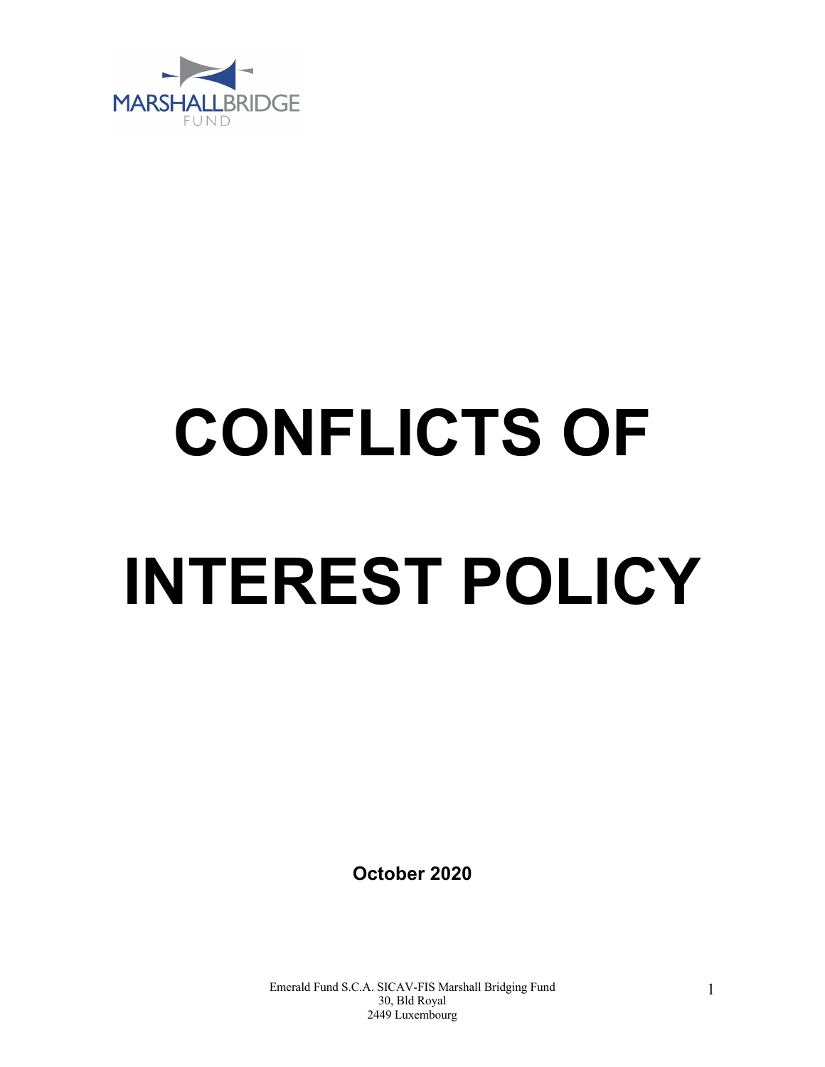MARSHALLBRIDGE
FUND

# CONFLICTS OF INTEREST POLICY

**October 2020**

Emerald Fund S.C.A. SICAV-FIS Marshall Bridging Fund
30, Bld Royal
2449 Luxembourg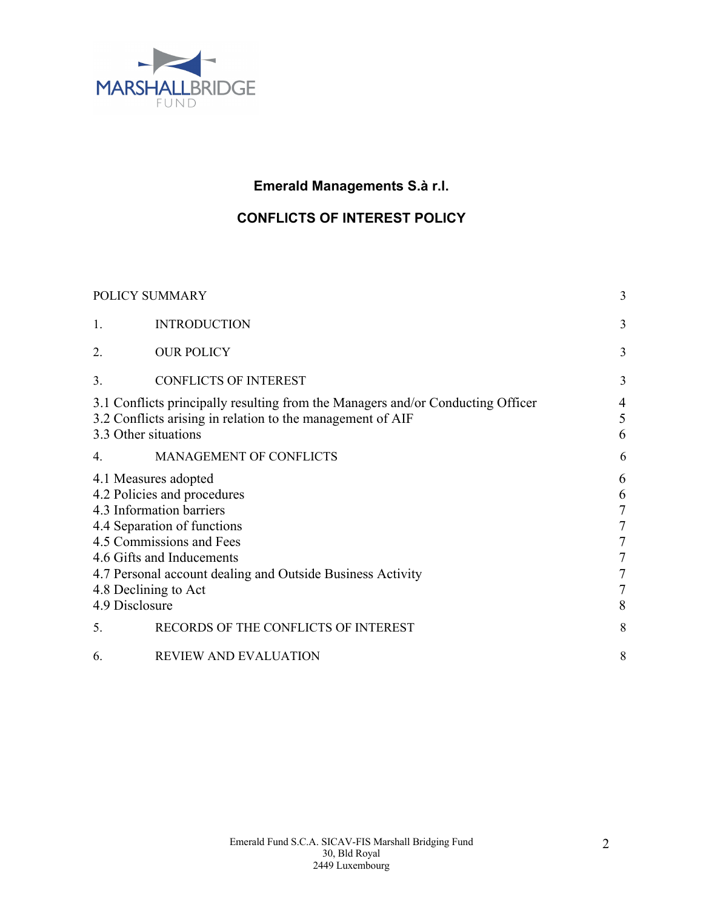**Emerald Managements S.à r.l.**

**CONFLICTS OF INTEREST POLICY**

| | | |
|---|---|---|
| POLICY SUMMARY | | 3 |
| 1. | INTRODUCTION | 3 |
| 2. | OUR POLICY | 3 |
| 3. | CONFLICTS OF INTEREST | 3 |
| 3.1 Conflicts principally resulting from the Managers and/or Conducting Officer | | 4 |
| 3.2 Conflicts arising in relation to the management of AIF | | 5 |
| 3.3 Other situations | | 6 |
| 4. | MANAGEMENT OF CONFLICTS | 6 |
| 4.1 Measures adopted | | 6 |
| 4.2 Policies and procedures | | 6 |
| 4.3 Information barriers | | 7 |
| 4.4 Separation of functions | | 7 |
| 4.5 Commissions and Fees | | 7 |
| 4.6 Gifts and Inducements | | 7 |
| 4.7 Personal account dealing and Outside Business Activity | | 7 |
| 4.8 Declining to Act | | 7 |
| 4.9 Disclosure | | 8 |
| 5. | RECORDS OF THE CONFLICTS OF INTEREST | 8 |
| 6. | REVIEW AND EVALUATION | 8 |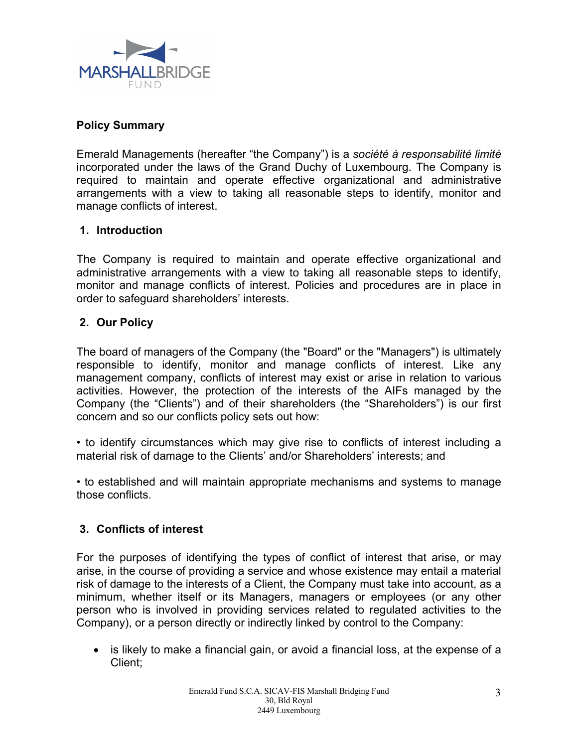**Policy Summary**

Emerald Managements (hereafter "the Company") is a *société à responsabilité limité* incorporated under the laws of the Grand Duchy of Luxembourg. The Company is required to maintain and operate effective organizational and administrative arrangements with a view to taking all reasonable steps to identify, monitor and manage conflicts of interest.

## 1. Introduction

The Company is required to maintain and operate effective organizational and administrative arrangements with a view to taking all reasonable steps to identify, monitor and manage conflicts of interest. Policies and procedures are in place in order to safeguard shareholders' interests.

## 2. Our Policy

The board of managers of the Company (the "Board" or the "Managers") is ultimately responsible to identify, monitor and manage conflicts of interest. Like any management company, conflicts of interest may exist or arise in relation to various activities. However, the protection of the interests of the AIFs managed by the Company (the "Clients") and of their shareholders (the "Shareholders") is our first concern and so our conflicts policy sets out how:

• to identify circumstances which may give rise to conflicts of interest including a material risk of damage to the Clients' and/or Shareholders' interests; and

• to established and will maintain appropriate mechanisms and systems to manage those conflicts.

## 3. Conflicts of interest

For the purposes of identifying the types of conflict of interest that arise, or may arise, in the course of providing a service and whose existence may entail a material risk of damage to the interests of a Client, the Company must take into account, as a minimum, whether itself or its Managers, managers or employees (or any other person who is involved in providing services related to regulated activities to the Company), or a person directly or indirectly linked by control to the Company:

- is likely to make a financial gain, or avoid a financial loss, at the expense of a Client;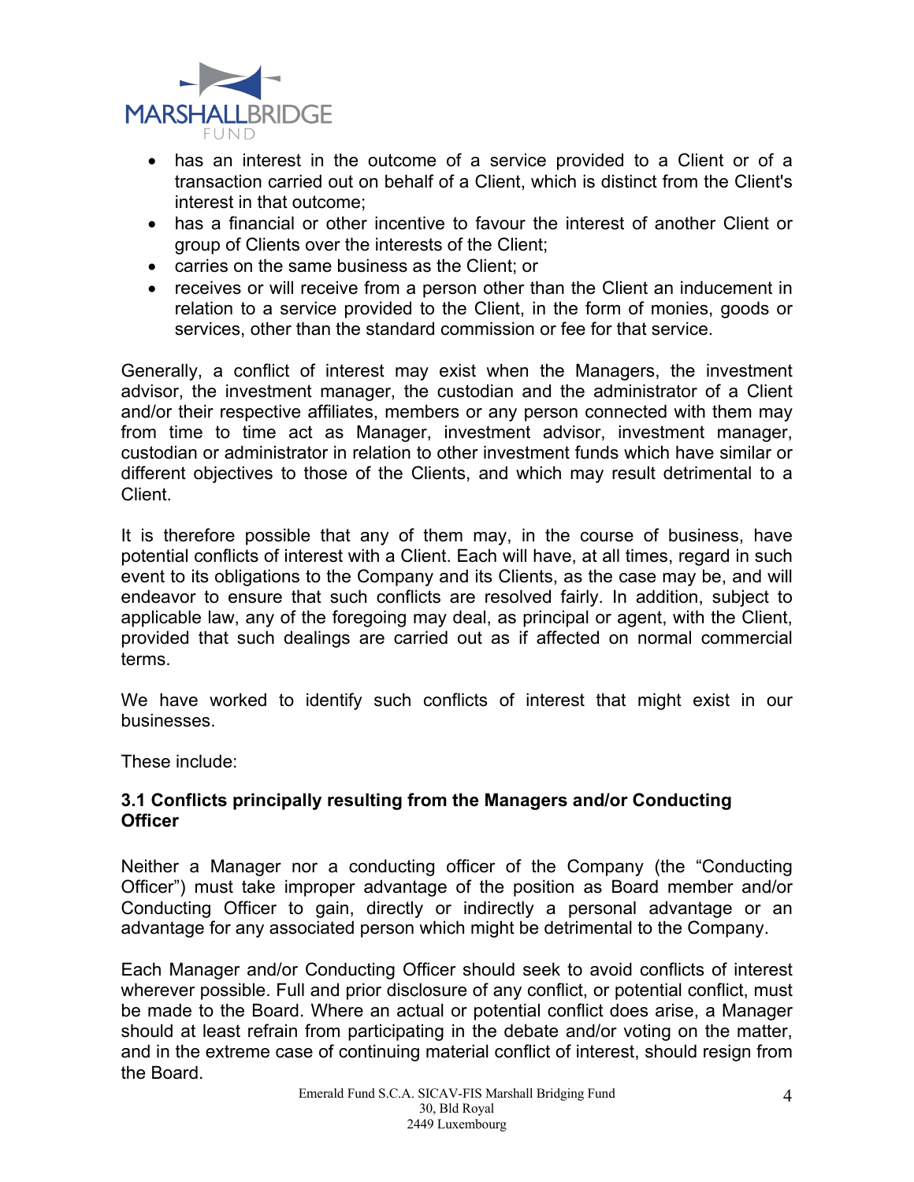- has an interest in the outcome of a service provided to a Client or of a transaction carried out on behalf of a Client, which is distinct from the Client's interest in that outcome;
- has a financial or other incentive to favour the interest of another Client or group of Clients over the interests of the Client;
- carries on the same business as the Client; or
- receives or will receive from a person other than the Client an inducement in relation to a service provided to the Client, in the form of monies, goods or services, other than the standard commission or fee for that service.

Generally, a conflict of interest may exist when the Managers, the investment advisor, the investment manager, the custodian and the administrator of a Client and/or their respective affiliates, members or any person connected with them may from time to time act as Manager, investment advisor, investment manager, custodian or administrator in relation to other investment funds which have similar or different objectives to those of the Clients, and which may result detrimental to a Client.

It is therefore possible that any of them may, in the course of business, have potential conflicts of interest with a Client. Each will have, at all times, regard in such event to its obligations to the Company and its Clients, as the case may be, and will endeavor to ensure that such conflicts are resolved fairly. In addition, subject to applicable law, any of the foregoing may deal, as principal or agent, with the Client, provided that such dealings are carried out as if affected on normal commercial terms.

We have worked to identify such conflicts of interest that might exist in our businesses.

These include:

### 3.1 Conflicts principally resulting from the Managers and/or Conducting Officer

Neither a Manager nor a conducting officer of the Company (the "Conducting Officer") must take improper advantage of the position as Board member and/or Conducting Officer to gain, directly or indirectly a personal advantage or an advantage for any associated person which might be detrimental to the Company.

Each Manager and/or Conducting Officer should seek to avoid conflicts of interest wherever possible. Full and prior disclosure of any conflict, or potential conflict, must be made to the Board. Where an actual or potential conflict does arise, a Manager should at least refrain from participating in the debate and/or voting on the matter, and in the extreme case of continuing material conflict of interest, should resign from the Board.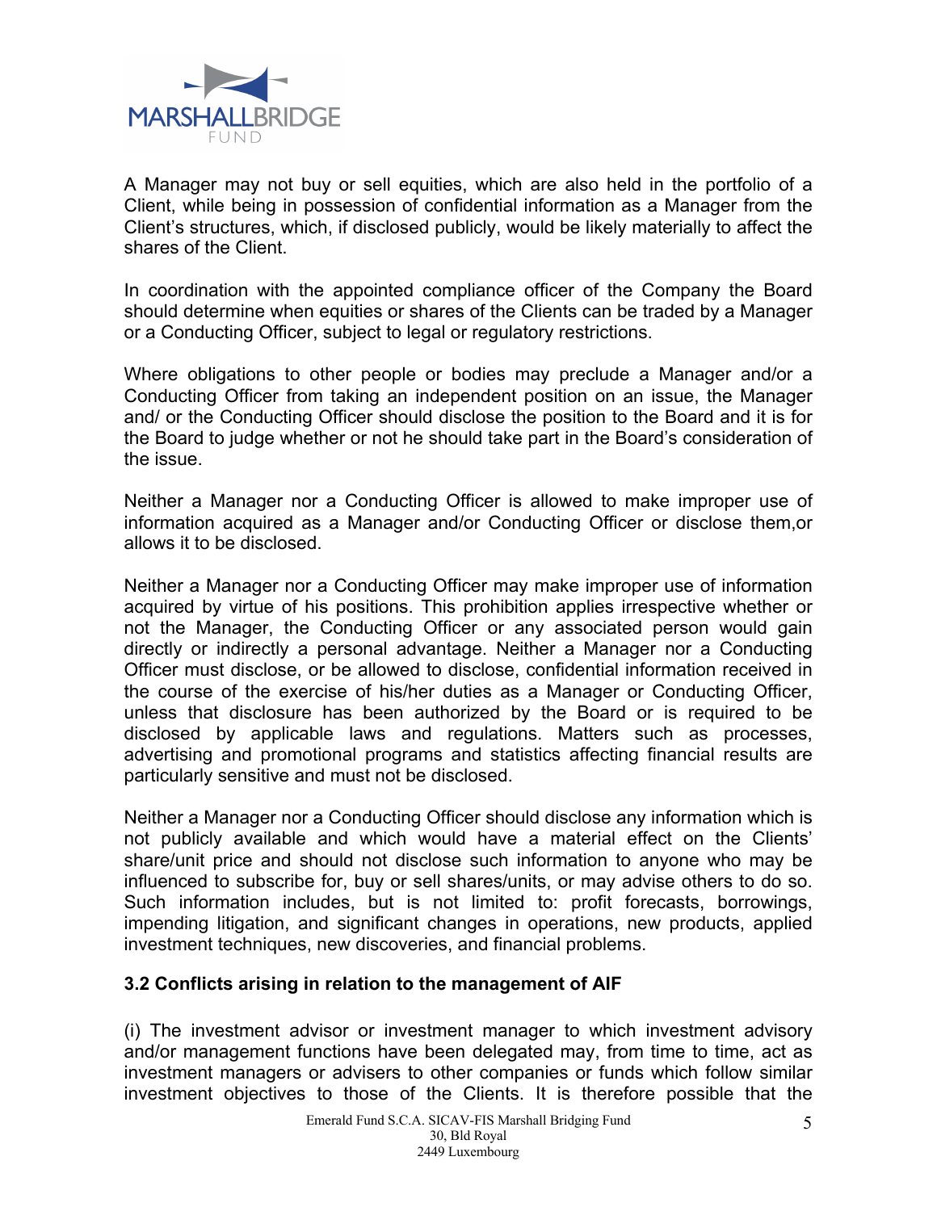A Manager may not buy or sell equities, which are also held in the portfolio of a Client, while being in possession of confidential information as a Manager from the Client's structures, which, if disclosed publicly, would be likely materially to affect the shares of the Client.

In coordination with the appointed compliance officer of the Company the Board should determine when equities or shares of the Clients can be traded by a Manager or a Conducting Officer, subject to legal or regulatory restrictions.

Where obligations to other people or bodies may preclude a Manager and/or a Conducting Officer from taking an independent position on an issue, the Manager and/ or the Conducting Officer should disclose the position to the Board and it is for the Board to judge whether or not he should take part in the Board's consideration of the issue.

Neither a Manager nor a Conducting Officer is allowed to make improper use of information acquired as a Manager and/or Conducting Officer or disclose them,or allows it to be disclosed.

Neither a Manager nor a Conducting Officer may make improper use of information acquired by virtue of his positions. This prohibition applies irrespective whether or not the Manager, the Conducting Officer or any associated person would gain directly or indirectly a personal advantage. Neither a Manager nor a Conducting Officer must disclose, or be allowed to disclose, confidential information received in the course of the exercise of his/her duties as a Manager or Conducting Officer, unless that disclosure has been authorized by the Board or is required to be disclosed by applicable laws and regulations. Matters such as processes, advertising and promotional programs and statistics affecting financial results are particularly sensitive and must not be disclosed.

Neither a Manager nor a Conducting Officer should disclose any information which is not publicly available and which would have a material effect on the Clients' share/unit price and should not disclose such information to anyone who may be influenced to subscribe for, buy or sell shares/units, or may advise others to do so. Such information includes, but is not limited to: profit forecasts, borrowings, impending litigation, and significant changes in operations, new products, applied investment techniques, new discoveries, and financial problems.

### 3.2 Conflicts arising in relation to the management of AIF

(i) The investment advisor or investment manager to which investment advisory and/or management functions have been delegated may, from time to time, act as investment managers or advisers to other companies or funds which follow similar investment objectives to those of the Clients. It is therefore possible that the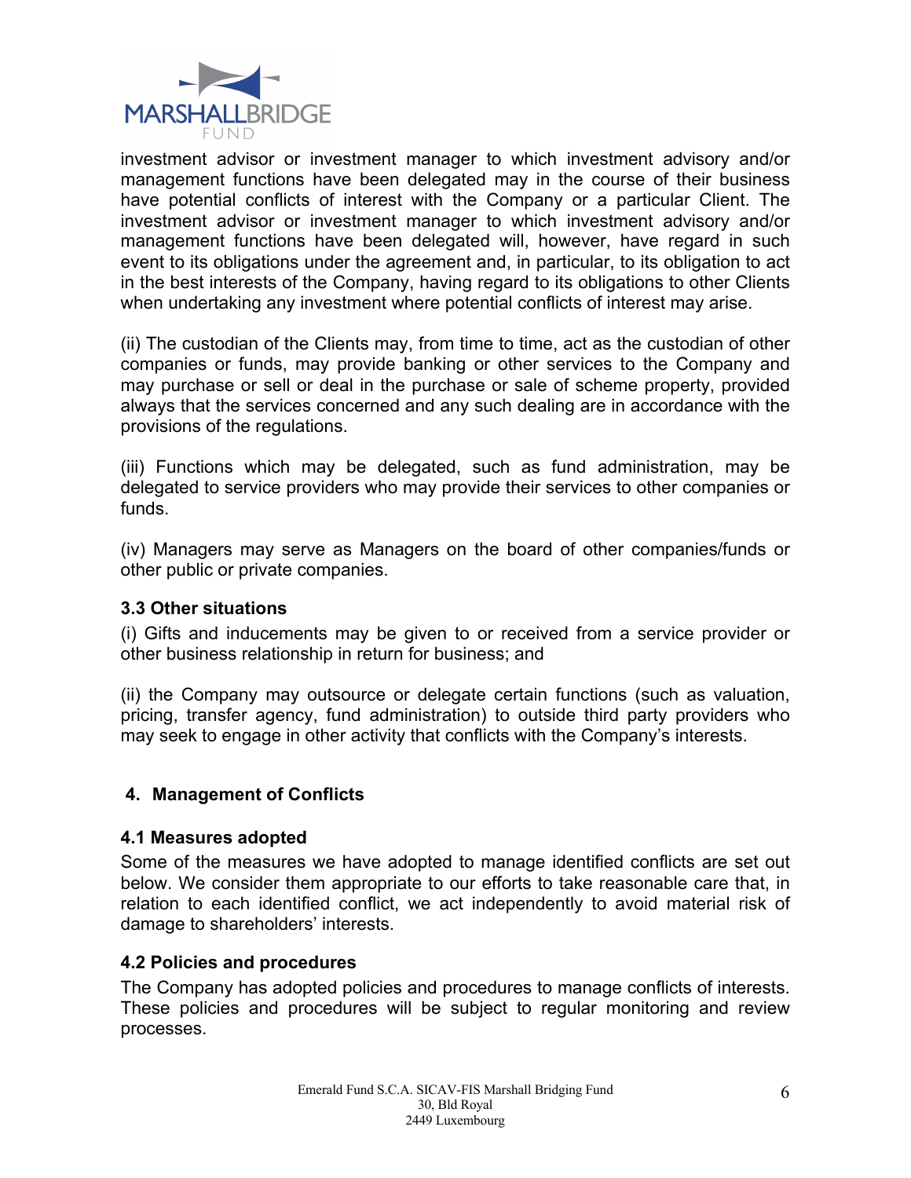investment advisor or investment manager to which investment advisory and/or management functions have been delegated may in the course of their business have potential conflicts of interest with the Company or a particular Client. The investment advisor or investment manager to which investment advisory and/or management functions have been delegated will, however, have regard in such event to its obligations under the agreement and, in particular, to its obligation to act in the best interests of the Company, having regard to its obligations to other Clients when undertaking any investment where potential conflicts of interest may arise.

(ii) The custodian of the Clients may, from time to time, act as the custodian of other companies or funds, may provide banking or other services to the Company and may purchase or sell or deal in the purchase or sale of scheme property, provided always that the services concerned and any such dealing are in accordance with the provisions of the regulations.

(iii) Functions which may be delegated, such as fund administration, may be delegated to service providers who may provide their services to other companies or funds.

(iv) Managers may serve as Managers on the board of other companies/funds or other public or private companies.

### 3.3 Other situations

(i) Gifts and inducements may be given to or received from a service provider or other business relationship in return for business; and

(ii) the Company may outsource or delegate certain functions (such as valuation, pricing, transfer agency, fund administration) to outside third party providers who may seek to engage in other activity that conflicts with the Company's interests.

## 4. Management of Conflicts

### 4.1 Measures adopted

Some of the measures we have adopted to manage identified conflicts are set out below. We consider them appropriate to our efforts to take reasonable care that, in relation to each identified conflict, we act independently to avoid material risk of damage to shareholders' interests.

### 4.2 Policies and procedures

The Company has adopted policies and procedures to manage conflicts of interests. These policies and procedures will be subject to regular monitoring and review processes.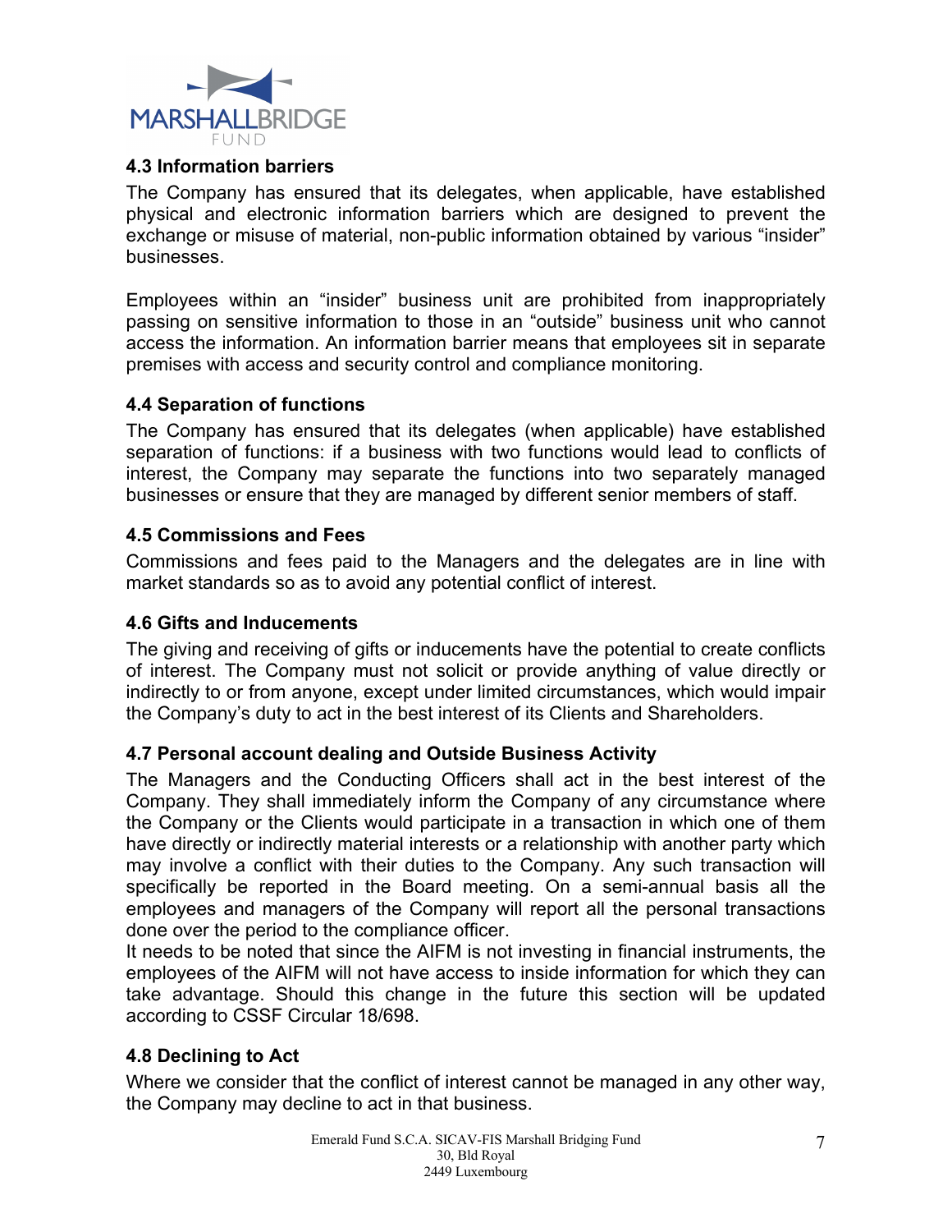### 4.3 Information barriers

The Company has ensured that its delegates, when applicable, have established physical and electronic information barriers which are designed to prevent the exchange or misuse of material, non-public information obtained by various “insider” businesses.

Employees within an “insider” business unit are prohibited from inappropriately passing on sensitive information to those in an “outside” business unit who cannot access the information. An information barrier means that employees sit in separate premises with access and security control and compliance monitoring.

### 4.4 Separation of functions

The Company has ensured that its delegates (when applicable) have established separation of functions: if a business with two functions would lead to conflicts of interest, the Company may separate the functions into two separately managed businesses or ensure that they are managed by different senior members of staff.

### 4.5 Commissions and Fees

Commissions and fees paid to the Managers and the delegates are in line with market standards so as to avoid any potential conflict of interest.

### 4.6 Gifts and Inducements

The giving and receiving of gifts or inducements have the potential to create conflicts of interest. The Company must not solicit or provide anything of value directly or indirectly to or from anyone, except under limited circumstances, which would impair the Company’s duty to act in the best interest of its Clients and Shareholders.

### 4.7 Personal account dealing and Outside Business Activity

The Managers and the Conducting Officers shall act in the best interest of the Company. They shall immediately inform the Company of any circumstance where the Company or the Clients would participate in a transaction in which one of them have directly or indirectly material interests or a relationship with another party which may involve a conflict with their duties to the Company. Any such transaction will specifically be reported in the Board meeting. On a semi-annual basis all the employees and managers of the Company will report all the personal transactions done over the period to the compliance officer.

It needs to be noted that since the AIFM is not investing in financial instruments, the employees of the AIFM will not have access to inside information for which they can take advantage. Should this change in the future this section will be updated according to CSSF Circular 18/698.

### 4.8 Declining to Act

Where we consider that the conflict of interest cannot be managed in any other way, the Company may decline to act in that business.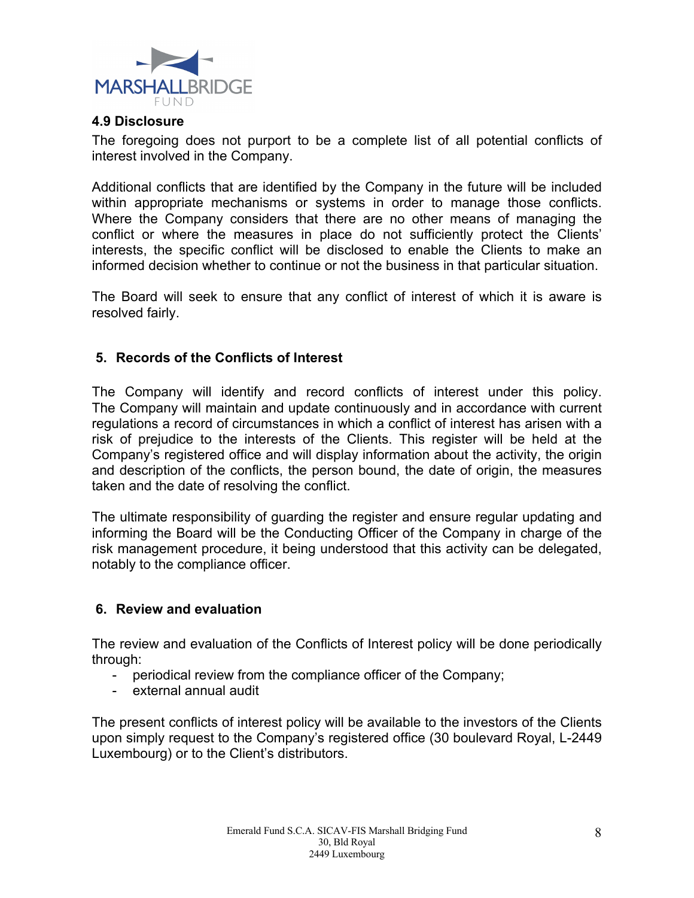### 4.9 Disclosure

The foregoing does not purport to be a complete list of all potential conflicts of interest involved in the Company.

Additional conflicts that are identified by the Company in the future will be included within appropriate mechanisms or systems in order to manage those conflicts. Where the Company considers that there are no other means of managing the conflict or where the measures in place do not sufficiently protect the Clients' interests, the specific conflict will be disclosed to enable the Clients to make an informed decision whether to continue or not the business in that particular situation.

The Board will seek to ensure that any conflict of interest of which it is aware is resolved fairly.

## 5. Records of the Conflicts of Interest

The Company will identify and record conflicts of interest under this policy. The Company will maintain and update continuously and in accordance with current regulations a record of circumstances in which a conflict of interest has arisen with a risk of prejudice to the interests of the Clients. This register will be held at the Company's registered office and will display information about the activity, the origin and description of the conflicts, the person bound, the date of origin, the measures taken and the date of resolving the conflict.

The ultimate responsibility of guarding the register and ensure regular updating and informing the Board will be the Conducting Officer of the Company in charge of the risk management procedure, it being understood that this activity can be delegated, notably to the compliance officer.

## 6. Review and evaluation

The review and evaluation of the Conflicts of Interest policy will be done periodically through:

- periodical review from the compliance officer of the Company;
- external annual audit

The present conflicts of interest policy will be available to the investors of the Clients upon simply request to the Company's registered office (30 boulevard Royal, L-2449 Luxembourg) or to the Client's distributors.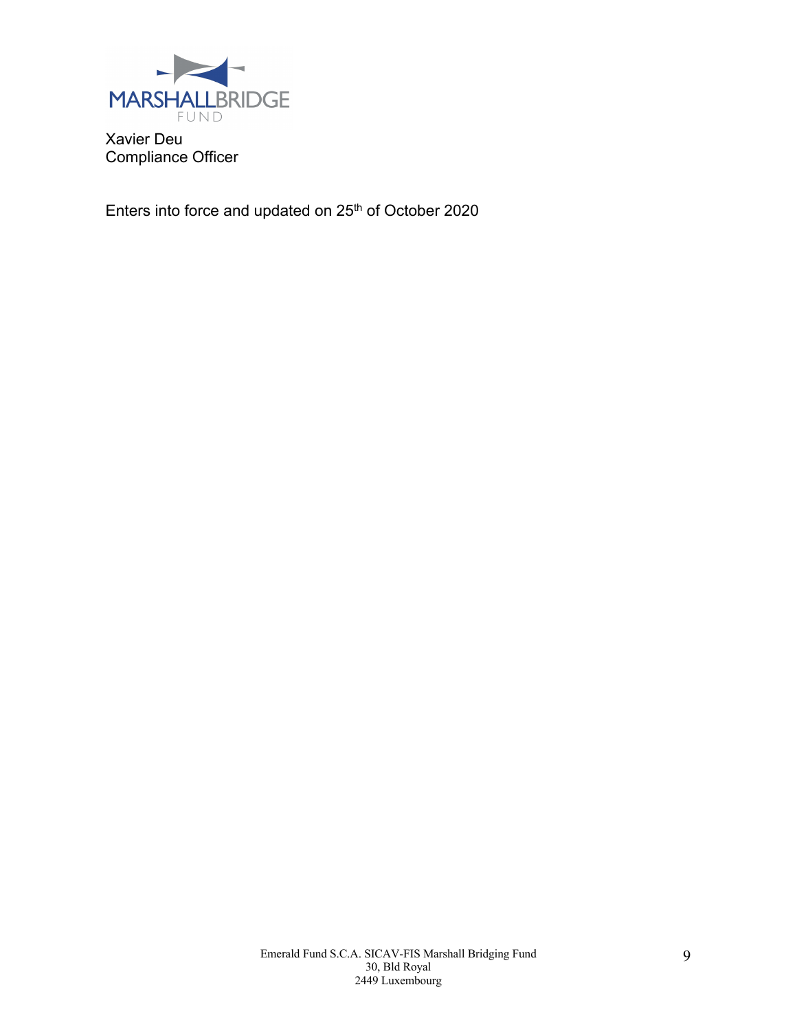Xavier Deu
Compliance Officer

Enters into force and updated on 25th of October 2020